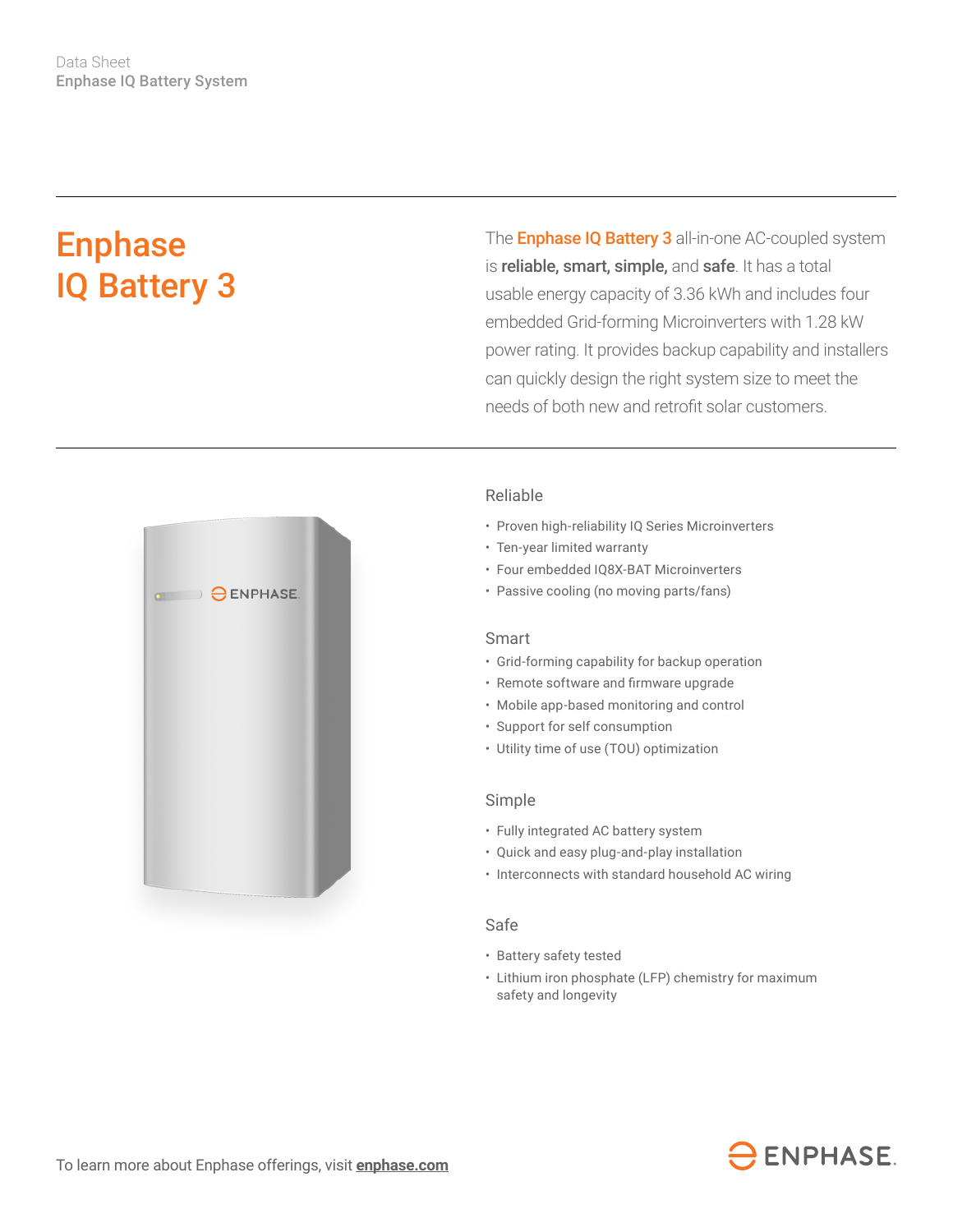Data Sheet
**Enphase IQ Battery System**

# Enphase IQ Battery 3

The **Enphase IQ Battery 3** all-in-one AC-coupled system is **reliable, smart, simple,** and **safe**. It has a total usable energy capacity of 3.36 kWh and includes four embedded Grid-forming Microinverters with 1.28 kW power rating. It provides backup capability and installers can quickly design the right system size to meet the needs of both new and retrofit solar customers.

## Reliable

- Proven high-reliability IQ Series Microinverters
- Ten-year limited warranty
- Four embedded IQ8X-BAT Microinverters
- Passive cooling (no moving parts/fans)

## Smart

- Grid-forming capability for backup operation
- Remote software and firmware upgrade
- Mobile app-based monitoring and control
- Support for self consumption
- Utility time of use (TOU) optimization

## Simple

- Fully integrated AC battery system
- Quick and easy plug-and-play installation
- Interconnects with standard household AC wiring

## Safe

- Battery safety tested
- Lithium iron phosphate (LFP) chemistry for maximum safety and longevity

To learn more about Enphase offerings, visit **enphase.com**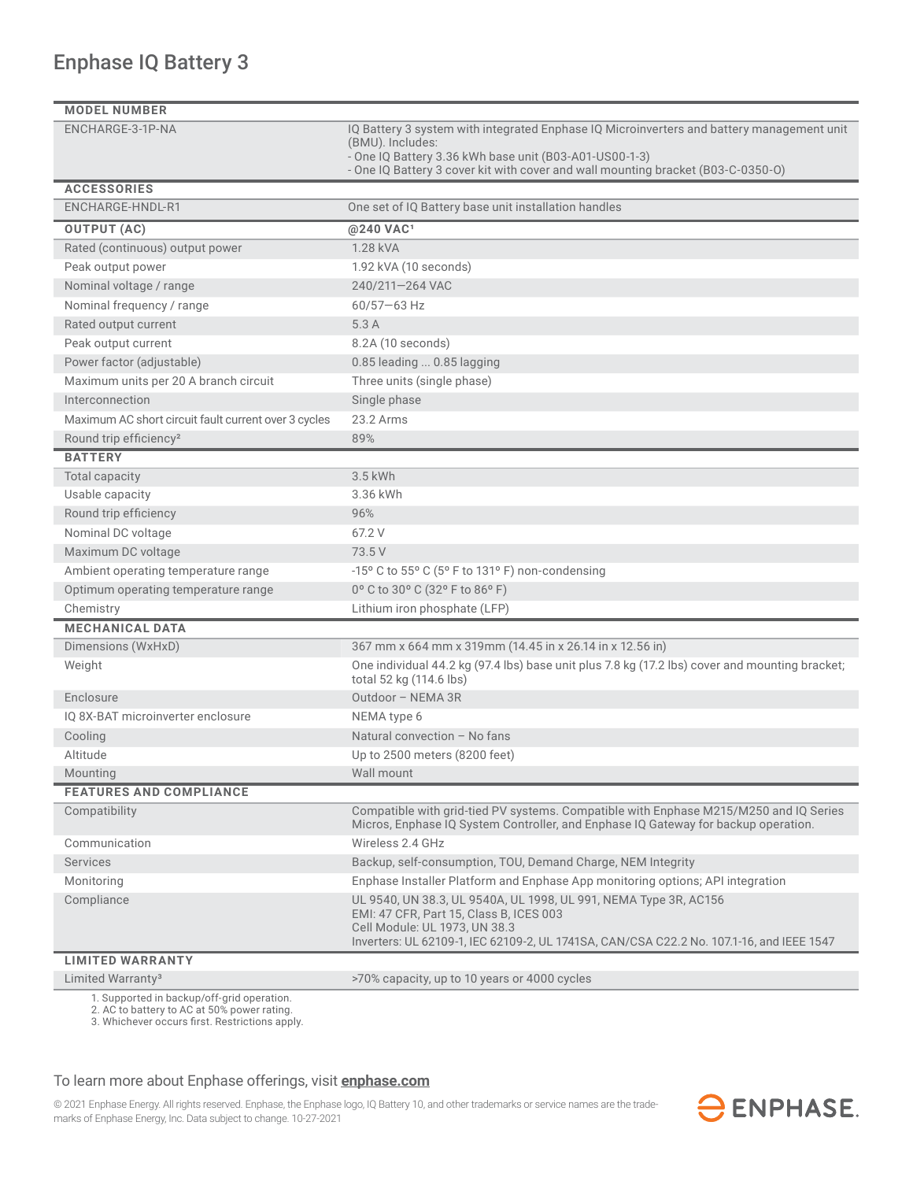# Enphase IQ Battery 3

| | |
|---|---|
| **MODEL NUMBER** | |
| ENCHARGE-3-1P-NA | IQ Battery 3 system with integrated Enphase IQ Microinverters and battery management unit (BMU). Includes:<br>- One IQ Battery 3.36 kWh base unit (B03-A01-US00-1-3)<br>- One IQ Battery 3 cover kit with cover and wall mounting bracket (B03-C-0350-O) |
| **ACCESSORIES** | |
| ENCHARGE-HNDL-R1 | One set of IQ Battery base unit installation handles |
| **OUTPUT (AC)** | **@240 VAC[1]** |
| Rated (continuous) output power | 1.28 kVA |
| Peak output power | 1.92 kVA (10 seconds) |
| Nominal voltage / range | 240/211—264 VAC |
| Nominal frequency / range | 60/57—63 Hz |
| Rated output current | 5.3 A |
| Peak output current | 8.2A (10 seconds) |
| Power factor (adjustable) | 0.85 leading ... 0.85 lagging |
| Maximum units per 20 A branch circuit | Three units (single phase) |
| Interconnection | Single phase |
| Maximum AC short circuit fault current over 3 cycles | 23.2 Arms |
| Round trip efficiency[2] | 89% |
| **BATTERY** | |
| Total capacity | 3.5 kWh |
| Usable capacity | 3.36 kWh |
| Round trip efficiency | 96% |
| Nominal DC voltage | 67.2 V |
| Maximum DC voltage | 73.5 V |
| Ambient operating temperature range | -15º C to 55º C (5º F to 131º F) non-condensing |
| Optimum operating temperature range | 0º C to 30º C (32º F to 86º F) |
| Chemistry | Lithium iron phosphate (LFP) |
| **MECHANICAL DATA** | |
| Dimensions (WxHxD) | 367 mm x 664 mm x 319mm (14.45 in x 26.14 in x 12.56 in) |
| Weight | One individual 44.2 kg (97.4 lbs) base unit plus 7.8 kg (17.2 lbs) cover and mounting bracket; total 52 kg (114.6 lbs) |
| Enclosure | Outdoor – NEMA 3R |
| IQ 8X-BAT microinverter enclosure | NEMA type 6 |
| Cooling | Natural convection – No fans |
| Altitude | Up to 2500 meters (8200 feet) |
| Mounting | Wall mount |
| **FEATURES AND COMPLIANCE** | |
| Compatibility | Compatible with grid-tied PV systems. Compatible with Enphase M215/M250 and IQ Series Micros, Enphase IQ System Controller, and Enphase IQ Gateway for backup operation. |
| Communication | Wireless 2.4 GHz |
| Services | Backup, self-consumption, TOU, Demand Charge, NEM Integrity |
| Monitoring | Enphase Installer Platform and Enphase App monitoring options; API integration |
| Compliance | UL 9540, UN 38.3, UL 9540A, UL 1998, UL 991, NEMA Type 3R, AC156<br>EMI: 47 CFR, Part 15, Class B, ICES 003<br>Cell Module: UL 1973, UN 38.3<br>Inverters: UL 62109-1, IEC 62109-2, UL 1741SA, CAN/CSA C22.2 No. 107.1-16, and IEEE 1547 |
| **LIMITED WARRANTY** | |
| Limited Warranty[3] | >70% capacity, up to 10 years or 4000 cycles |

1. Supported in backup/off-grid operation.
2. AC to battery to AC at 50% power rating.
3. Whichever occurs first. Restrictions apply.

To learn more about Enphase offerings, visit **enphase.com**

© 2021 Enphase Energy. All rights reserved. Enphase, the Enphase logo, IQ Battery 10, and other trademarks or service names are the trademarks of Enphase Energy, Inc. Data subject to change. 10-27-2021

ENPHASE.